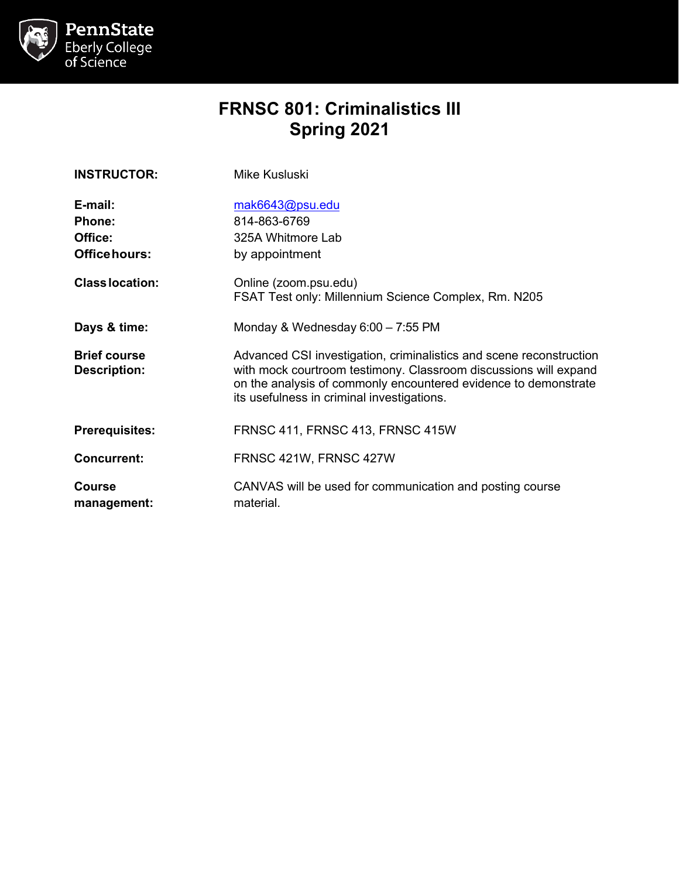PennState Eberly College of Science

# FRNSC 801: Criminalistics III
# Spring 2021

| | |
|---|---|
| **INSTRUCTOR:** | Mike Kusluski |
| **E-mail:** | mak6643@psu.edu |
| **Phone:** | 814-863-6769 |
| **Office:** | 325A Whitmore Lab |
| **Office hours:** | by appointment |
| **Class location:** | Online (zoom.psu.edu)<br>FSAT Test only: Millennium Science Complex, Rm. N205 |
| **Days & time:** | Monday & Wednesday 6:00 – 7:55 PM |
| **Brief course Description:** | Advanced CSI investigation, criminalistics and scene reconstruction with mock courtroom testimony. Classroom discussions will expand on the analysis of commonly encountered evidence to demonstrate its usefulness in criminal investigations. |
| **Prerequisites:** | FRNSC 411, FRNSC 413, FRNSC 415W |
| **Concurrent:** | FRNSC 421W, FRNSC 427W |
| **Course management:** | CANVAS will be used for communication and posting course material. |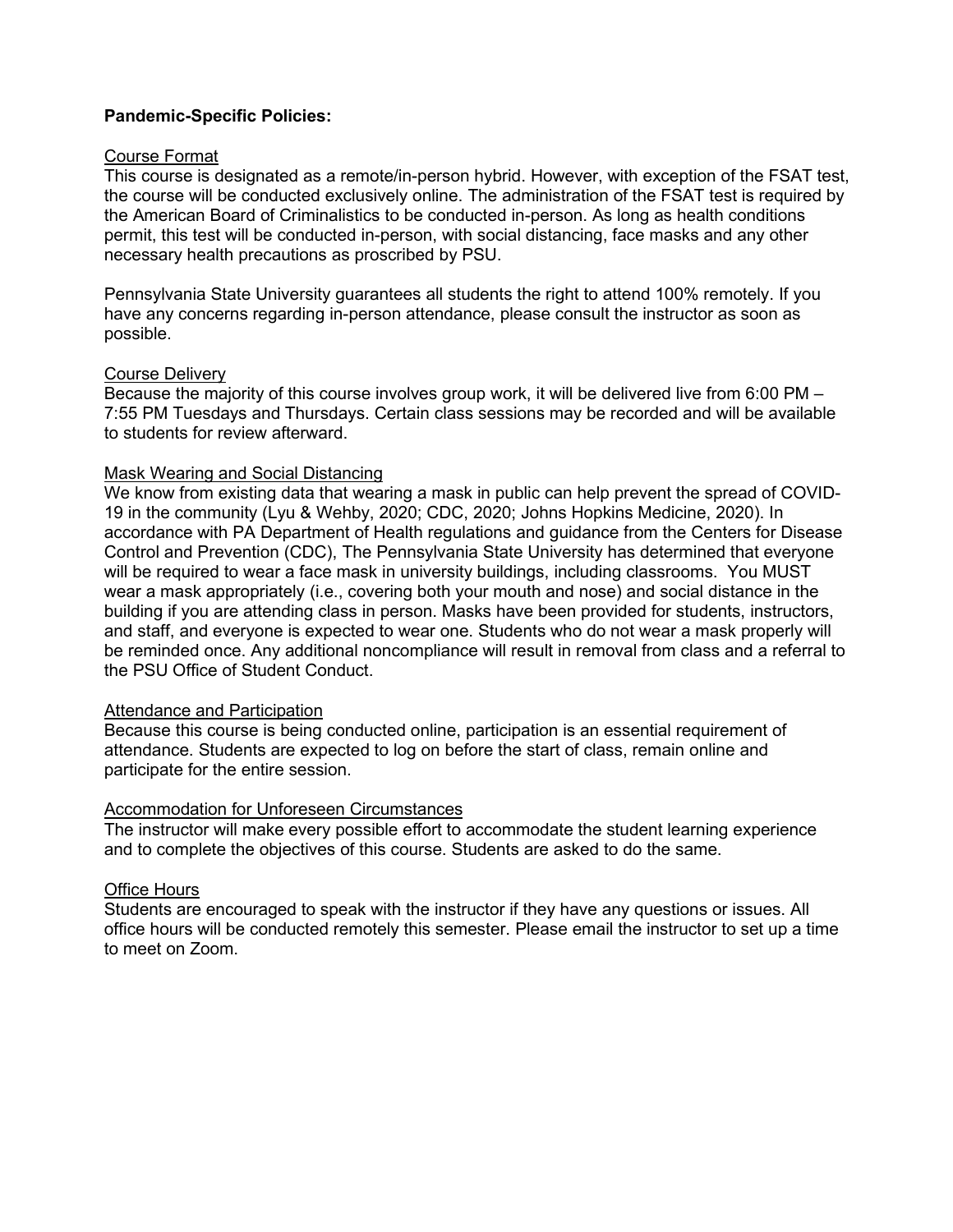**Pandemic-Specific Policies:**

Course Format

This course is designated as a remote/in-person hybrid. However, with exception of the FSAT test, the course will be conducted exclusively online. The administration of the FSAT test is required by the American Board of Criminalistics to be conducted in-person. As long as health conditions permit, this test will be conducted in-person, with social distancing, face masks and any other necessary health precautions as proscribed by PSU.

Pennsylvania State University guarantees all students the right to attend 100% remotely. If you have any concerns regarding in-person attendance, please consult the instructor as soon as possible.

Course Delivery

Because the majority of this course involves group work, it will be delivered live from 6:00 PM – 7:55 PM Tuesdays and Thursdays. Certain class sessions may be recorded and will be available to students for review afterward.

Mask Wearing and Social Distancing

We know from existing data that wearing a mask in public can help prevent the spread of COVID-19 in the community (Lyu & Wehby, 2020; CDC, 2020; Johns Hopkins Medicine, 2020). In accordance with PA Department of Health regulations and guidance from the Centers for Disease Control and Prevention (CDC), The Pennsylvania State University has determined that everyone will be required to wear a face mask in university buildings, including classrooms. You MUST wear a mask appropriately (i.e., covering both your mouth and nose) and social distance in the building if you are attending class in person. Masks have been provided for students, instructors, and staff, and everyone is expected to wear one. Students who do not wear a mask properly will be reminded once. Any additional noncompliance will result in removal from class and a referral to the PSU Office of Student Conduct.

Attendance and Participation

Because this course is being conducted online, participation is an essential requirement of attendance. Students are expected to log on before the start of class, remain online and participate for the entire session.

Accommodation for Unforeseen Circumstances

The instructor will make every possible effort to accommodate the student learning experience and to complete the objectives of this course. Students are asked to do the same.

Office Hours

Students are encouraged to speak with the instructor if they have any questions or issues. All office hours will be conducted remotely this semester. Please email the instructor to set up a time to meet on Zoom.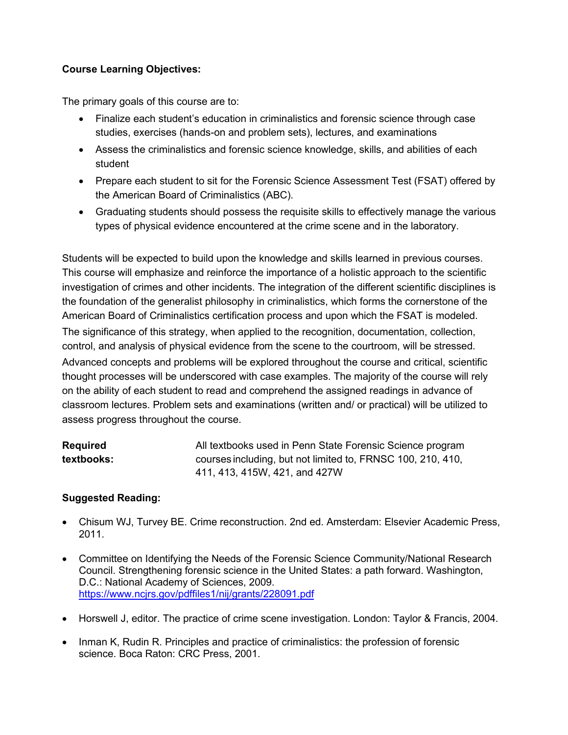**Course Learning Objectives:**

The primary goals of this course are to:

- Finalize each student's education in criminalistics and forensic science through case studies, exercises (hands-on and problem sets), lectures, and examinations
- Assess the criminalistics and forensic science knowledge, skills, and abilities of each student
- Prepare each student to sit for the Forensic Science Assessment Test (FSAT) offered by the American Board of Criminalistics (ABC).
- Graduating students should possess the requisite skills to effectively manage the various types of physical evidence encountered at the crime scene and in the laboratory.

Students will be expected to build upon the knowledge and skills learned in previous courses. This course will emphasize and reinforce the importance of a holistic approach to the scientific investigation of crimes and other incidents. The integration of the different scientific disciplines is the foundation of the generalist philosophy in criminalistics, which forms the cornerstone of the American Board of Criminalistics certification process and upon which the FSAT is modeled. The significance of this strategy, when applied to the recognition, documentation, collection, control, and analysis of physical evidence from the scene to the courtroom, will be stressed. Advanced concepts and problems will be explored throughout the course and critical, scientific thought processes will be underscored with case examples. The majority of the course will rely on the ability of each student to read and comprehend the assigned readings in advance of classroom lectures. Problem sets and examinations (written and/ or practical) will be utilized to assess progress throughout the course.

**Required textbooks:** All textbooks used in Penn State Forensic Science program courses including, but not limited to, FRNSC 100, 210, 410, 411, 413, 415W, 421, and 427W

**Suggested Reading:**

- Chisum WJ, Turvey BE. Crime reconstruction. 2nd ed. Amsterdam: Elsevier Academic Press, 2011.
- Committee on Identifying the Needs of the Forensic Science Community/National Research Council. Strengthening forensic science in the United States: a path forward. Washington, D.C.: National Academy of Sciences, 2009. https://www.ncjrs.gov/pdffiles1/nij/grants/228091.pdf
- Horswell J, editor. The practice of crime scene investigation. London: Taylor & Francis, 2004.
- Inman K, Rudin R. Principles and practice of criminalistics: the profession of forensic science. Boca Raton: CRC Press, 2001.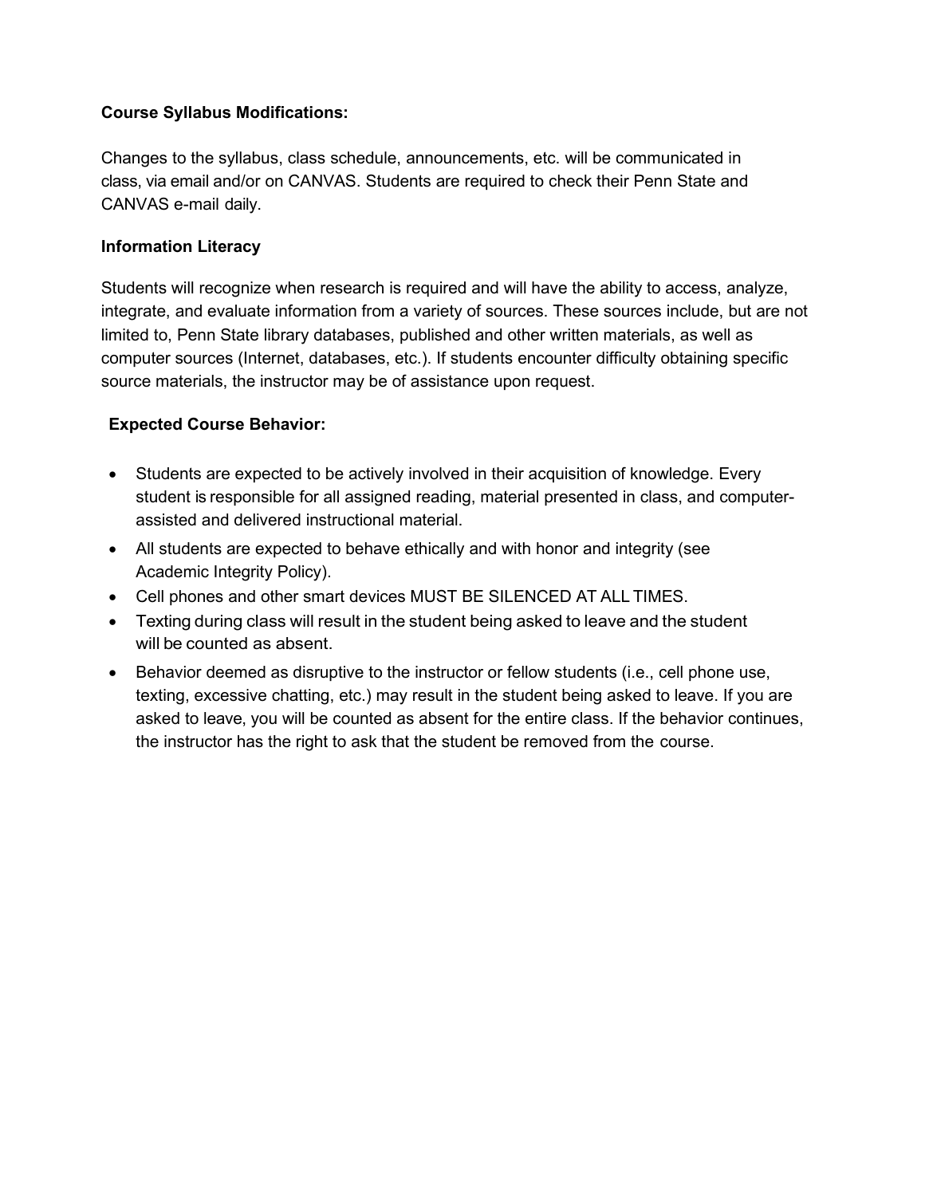**Course Syllabus Modifications:**

Changes to the syllabus, class schedule, announcements, etc. will be communicated in class, via email and/or on CANVAS. Students are required to check their Penn State and CANVAS e-mail daily.

**Information Literacy**

Students will recognize when research is required and will have the ability to access, analyze, integrate, and evaluate information from a variety of sources. These sources include, but are not limited to, Penn State library databases, published and other written materials, as well as computer sources (Internet, databases, etc.). If students encounter difficulty obtaining specific source materials, the instructor may be of assistance upon request.

**Expected Course Behavior:**

- Students are expected to be actively involved in their acquisition of knowledge. Every student is responsible for all assigned reading, material presented in class, and computer-assisted and delivered instructional material.
- All students are expected to behave ethically and with honor and integrity (see Academic Integrity Policy).
- Cell phones and other smart devices MUST BE SILENCED AT ALL TIMES.
- Texting during class will result in the student being asked to leave and the student will be counted as absent.
- Behavior deemed as disruptive to the instructor or fellow students (i.e., cell phone use, texting, excessive chatting, etc.) may result in the student being asked to leave. If you are asked to leave, you will be counted as absent for the entire class. If the behavior continues, the instructor has the right to ask that the student be removed from the course.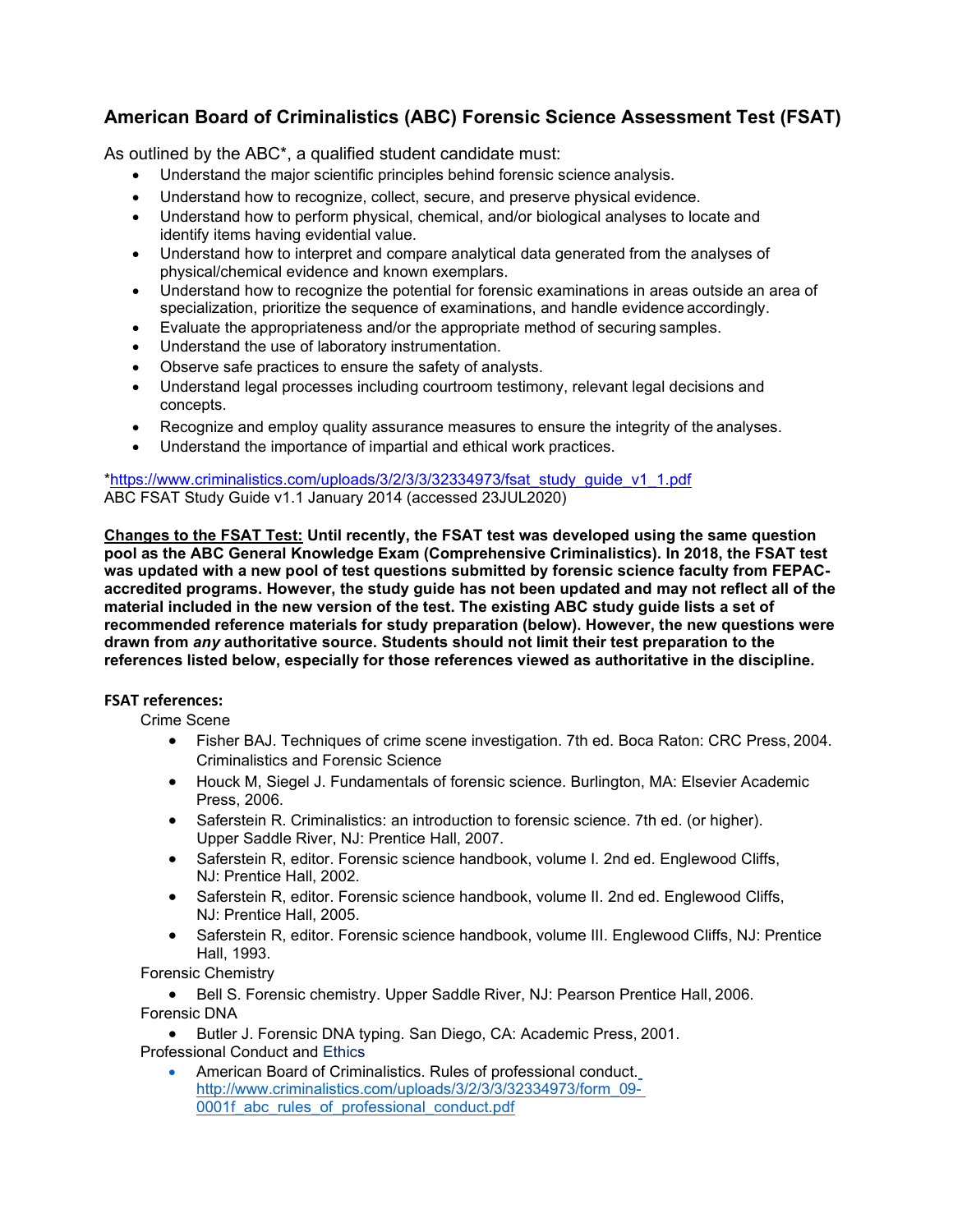## American Board of Criminalistics (ABC) Forensic Science Assessment Test (FSAT)

As outlined by the ABC*, a qualified student candidate must:

- Understand the major scientific principles behind forensic science analysis.
- Understand how to recognize, collect, secure, and preserve physical evidence.
- Understand how to perform physical, chemical, and/or biological analyses to locate and identify items having evidential value.
- Understand how to interpret and compare analytical data generated from the analyses of physical/chemical evidence and known exemplars.
- Understand how to recognize the potential for forensic examinations in areas outside an area of specialization, prioritize the sequence of examinations, and handle evidence accordingly.
- Evaluate the appropriateness and/or the appropriate method of securing samples.
- Understand the use of laboratory instrumentation.
- Observe safe practices to ensure the safety of analysts.
- Understand legal processes including courtroom testimony, relevant legal decisions and concepts.
- Recognize and employ quality assurance measures to ensure the integrity of the analyses.
- Understand the importance of impartial and ethical work practices.

*https://www.criminalistics.com/uploads/3/2/3/3/32334973/fsat_study_guide_v1_1.pdf
ABC FSAT Study Guide v1.1 January 2014 (accessed 23JUL2020)

**<u>Changes to the FSAT Test:</u> Until recently, the FSAT test was developed using the same question pool as the ABC General Knowledge Exam (Comprehensive Criminalistics). In 2018, the FSAT test was updated with a new pool of test questions submitted by forensic science faculty from FEPAC-accredited programs. However, the study guide has not been updated and may not reflect all of the material included in the new version of the test. The existing ABC study guide lists a set of recommended reference materials for study preparation (below). However, the new questions were drawn from *any* authoritative source. Students should not limit their test preparation to the references listed below, especially for those references viewed as authoritative in the discipline.**

**FSAT references:**

Crime Scene

- Fisher BAJ. Techniques of crime scene investigation. 7th ed. Boca Raton: CRC Press, 2004.

Criminalistics and Forensic Science

- Houck M, Siegel J. Fundamentals of forensic science. Burlington, MA: Elsevier Academic Press, 2006.
- Saferstein R. Criminalistics: an introduction to forensic science. 7th ed. (or higher). Upper Saddle River, NJ: Prentice Hall, 2007.
- Saferstein R, editor. Forensic science handbook, volume I. 2nd ed. Englewood Cliffs, NJ: Prentice Hall, 2002.
- Saferstein R, editor. Forensic science handbook, volume II. 2nd ed. Englewood Cliffs, NJ: Prentice Hall, 2005.
- Saferstein R, editor. Forensic science handbook, volume III. Englewood Cliffs, NJ: Prentice Hall, 1993.

Forensic Chemistry

- Bell S. Forensic chemistry. Upper Saddle River, NJ: Pearson Prentice Hall, 2006.

Forensic DNA

- Butler J. Forensic DNA typing. San Diego, CA: Academic Press, 2001.

Professional Conduct and Ethics

- American Board of Criminalistics. Rules of professional conduct. http://www.criminalistics.com/uploads/3/2/3/3/32334973/form_09-0001f_abc_rules_of_professional_conduct.pdf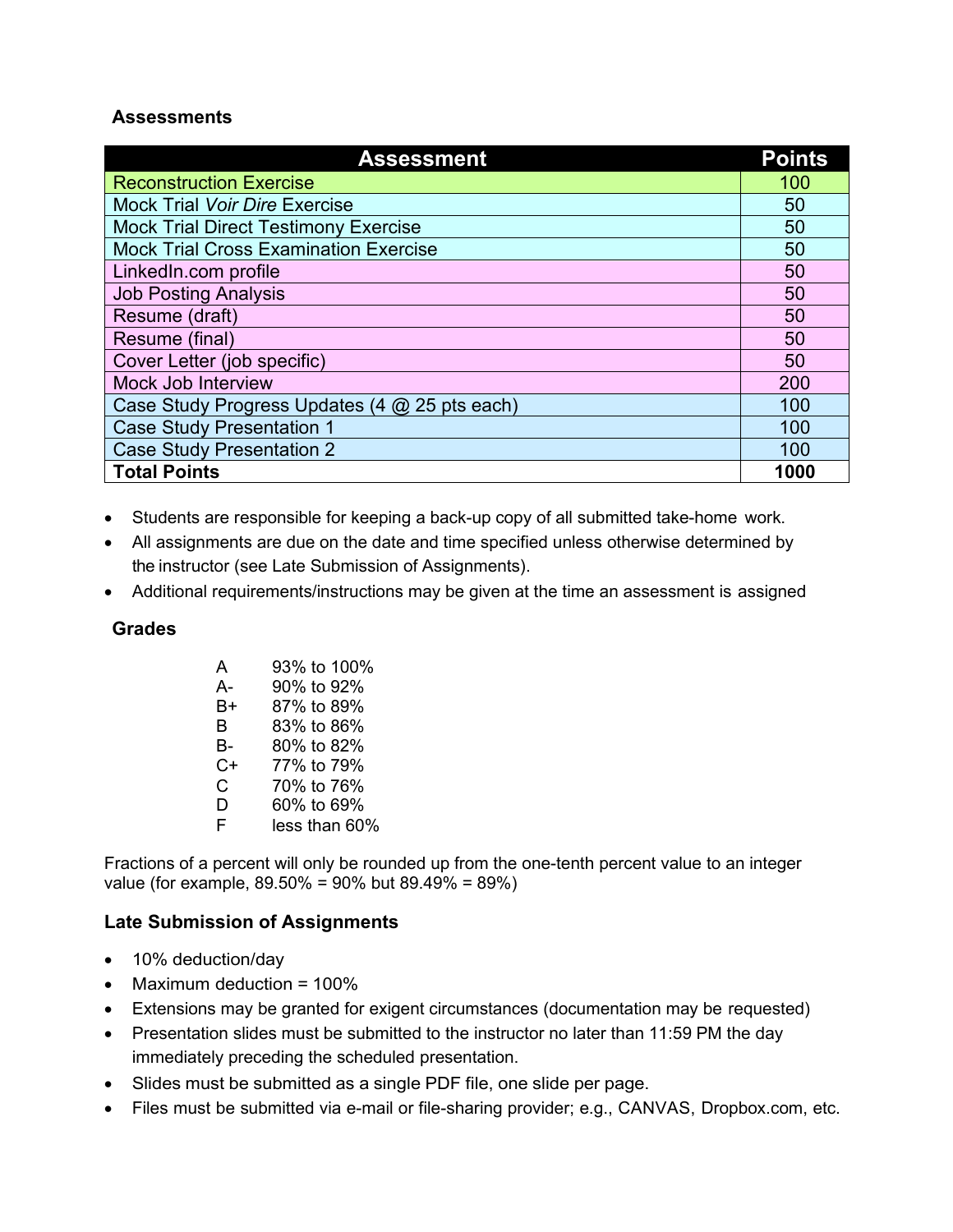### Assessments

| Assessment | Points |
|---|---|
| Reconstruction Exercise | 100 |
| Mock Trial *Voir Dire* Exercise | 50 |
| Mock Trial Direct Testimony Exercise | 50 |
| Mock Trial Cross Examination Exercise | 50 |
| LinkedIn.com profile | 50 |
| Job Posting Analysis | 50 |
| Resume (draft) | 50 |
| Resume (final) | 50 |
| Cover Letter (job specific) | 50 |
| Mock Job Interview | 200 |
| Case Study Progress Updates (4 @ 25 pts each) | 100 |
| Case Study Presentation 1 | 100 |
| Case Study Presentation 2 | 100 |
| **Total Points** | **1000** |

- Students are responsible for keeping a back-up copy of all submitted take-home work.
- All assignments are due on the date and time specified unless otherwise determined by the instructor (see Late Submission of Assignments).
- Additional requirements/instructions may be given at the time an assessment is assigned

### Grades

| | |
|---|---|
| A | 93% to 100% |
| A- | 90% to 92% |
| B+ | 87% to 89% |
| B | 83% to 86% |
| B- | 80% to 82% |
| C+ | 77% to 79% |
| C | 70% to 76% |
| D | 60% to 69% |
| F | less than 60% |

Fractions of a percent will only be rounded up from the one-tenth percent value to an integer value (for example, 89.50% = 90% but 89.49% = 89%)

### Late Submission of Assignments

- 10% deduction/day
- Maximum deduction = 100%
- Extensions may be granted for exigent circumstances (documentation may be requested)
- Presentation slides must be submitted to the instructor no later than 11:59 PM the day immediately preceding the scheduled presentation.
- Slides must be submitted as a single PDF file, one slide per page.
- Files must be submitted via e-mail or file-sharing provider; e.g., CANVAS, Dropbox.com, etc.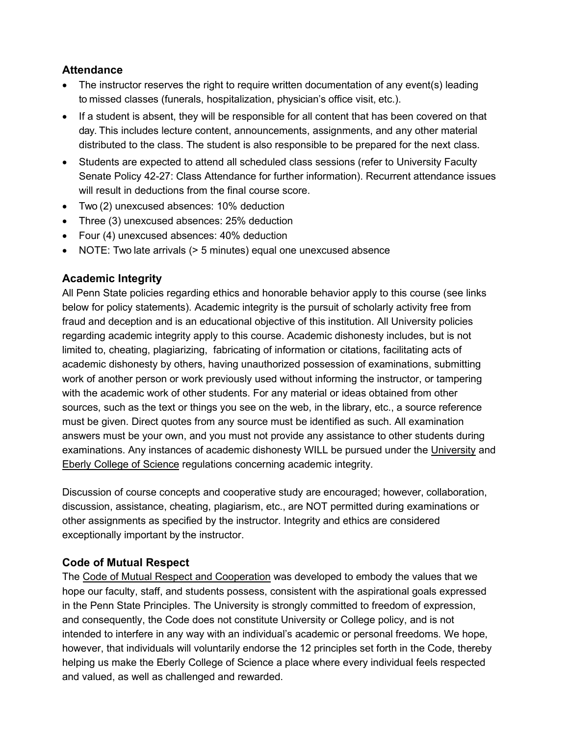## Attendance

- The instructor reserves the right to require written documentation of any event(s) leading to missed classes (funerals, hospitalization, physician's office visit, etc.).
- If a student is absent, they will be responsible for all content that has been covered on that day. This includes lecture content, announcements, assignments, and any other material distributed to the class. The student is also responsible to be prepared for the next class.
- Students are expected to attend all scheduled class sessions (refer to University Faculty Senate Policy 42-27: Class Attendance for further information). Recurrent attendance issues will result in deductions from the final course score.
- Two (2) unexcused absences: 10% deduction
- Three (3) unexcused absences: 25% deduction
- Four (4) unexcused absences: 40% deduction
- NOTE: Two late arrivals (> 5 minutes) equal one unexcused absence

## Academic Integrity

All Penn State policies regarding ethics and honorable behavior apply to this course (see links below for policy statements). Academic integrity is the pursuit of scholarly activity free from fraud and deception and is an educational objective of this institution. All University policies regarding academic integrity apply to this course. Academic dishonesty includes, but is not limited to, cheating, plagiarizing, fabricating of information or citations, facilitating acts of academic dishonesty by others, having unauthorized possession of examinations, submitting work of another person or work previously used without informing the instructor, or tampering with the academic work of other students. For any material or ideas obtained from other sources, such as the text or things you see on the web, in the library, etc., a source reference must be given. Direct quotes from any source must be identified as such. All examination answers must be your own, and you must not provide any assistance to other students during examinations. Any instances of academic dishonesty WILL be pursued under the University and Eberly College of Science regulations concerning academic integrity.

Discussion of course concepts and cooperative study are encouraged; however, collaboration, discussion, assistance, cheating, plagiarism, etc., are NOT permitted during examinations or other assignments as specified by the instructor. Integrity and ethics are considered exceptionally important by the instructor.

## Code of Mutual Respect

The Code of Mutual Respect and Cooperation was developed to embody the values that we hope our faculty, staff, and students possess, consistent with the aspirational goals expressed in the Penn State Principles. The University is strongly committed to freedom of expression, and consequently, the Code does not constitute University or College policy, and is not intended to interfere in any way with an individual's academic or personal freedoms. We hope, however, that individuals will voluntarily endorse the 12 principles set forth in the Code, thereby helping us make the Eberly College of Science a place where every individual feels respected and valued, as well as challenged and rewarded.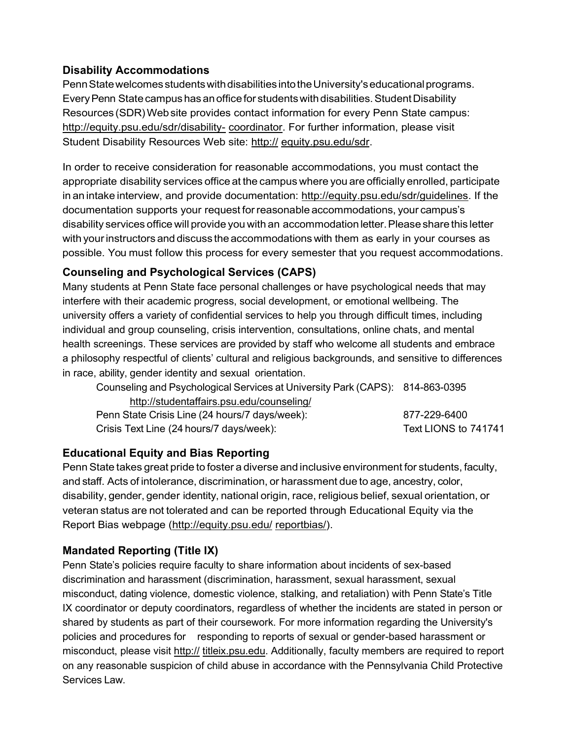## Disability Accommodations

Penn State welcomes students with disabilities into the University's educational programs. Every Penn State campus has an office for students with disabilities. Student Disability Resources (SDR) Web site provides contact information for every Penn State campus: http://equity.psu.edu/sdr/disability- coordinator. For further information, please visit Student Disability Resources Web site: http:// equity.psu.edu/sdr.

In order to receive consideration for reasonable accommodations, you must contact the appropriate disability services office at the campus where you are officially enrolled, participate in an intake interview, and provide documentation: http://equity.psu.edu/sdr/guidelines. If the documentation supports your request for reasonable accommodations, your campus's disability services office will provide you with an accommodation letter. Please share this letter with your instructors and discuss the accommodations with them as early in your courses as possible. You must follow this process for every semester that you request accommodations.

## Counseling and Psychological Services (CAPS)

Many students at Penn State face personal challenges or have psychological needs that may interfere with their academic progress, social development, or emotional wellbeing. The university offers a variety of confidential services to help you through difficult times, including individual and group counseling, crisis intervention, consultations, online chats, and mental health screenings. These services are provided by staff who welcome all students and embrace a philosophy respectful of clients' cultural and religious backgrounds, and sensitive to differences in race, ability, gender identity and sexual orientation.

| | |
|---|---|
| Counseling and Psychological Services at University Park (CAPS): http://studentaffairs.psu.edu/counseling/ | 814-863-0395 |
| Penn State Crisis Line (24 hours/7 days/week): | 877-229-6400 |
| Crisis Text Line (24 hours/7 days/week): | Text LIONS to 741741 |

## Educational Equity and Bias Reporting

Penn State takes great pride to foster a diverse and inclusive environment for students, faculty, and staff. Acts of intolerance, discrimination, or harassment due to age, ancestry, color, disability, gender, gender identity, national origin, race, religious belief, sexual orientation, or veteran status are not tolerated and can be reported through Educational Equity via the Report Bias webpage (http://equity.psu.edu/ reportbias/).

## Mandated Reporting (Title IX)

Penn State's policies require faculty to share information about incidents of sex-based discrimination and harassment (discrimination, harassment, sexual harassment, sexual misconduct, dating violence, domestic violence, stalking, and retaliation) with Penn State's Title IX coordinator or deputy coordinators, regardless of whether the incidents are stated in person or shared by students as part of their coursework. For more information regarding the University's policies and procedures for responding to reports of sexual or gender-based harassment or misconduct, please visit http:// titleix.psu.edu. Additionally, faculty members are required to report on any reasonable suspicion of child abuse in accordance with the Pennsylvania Child Protective Services Law.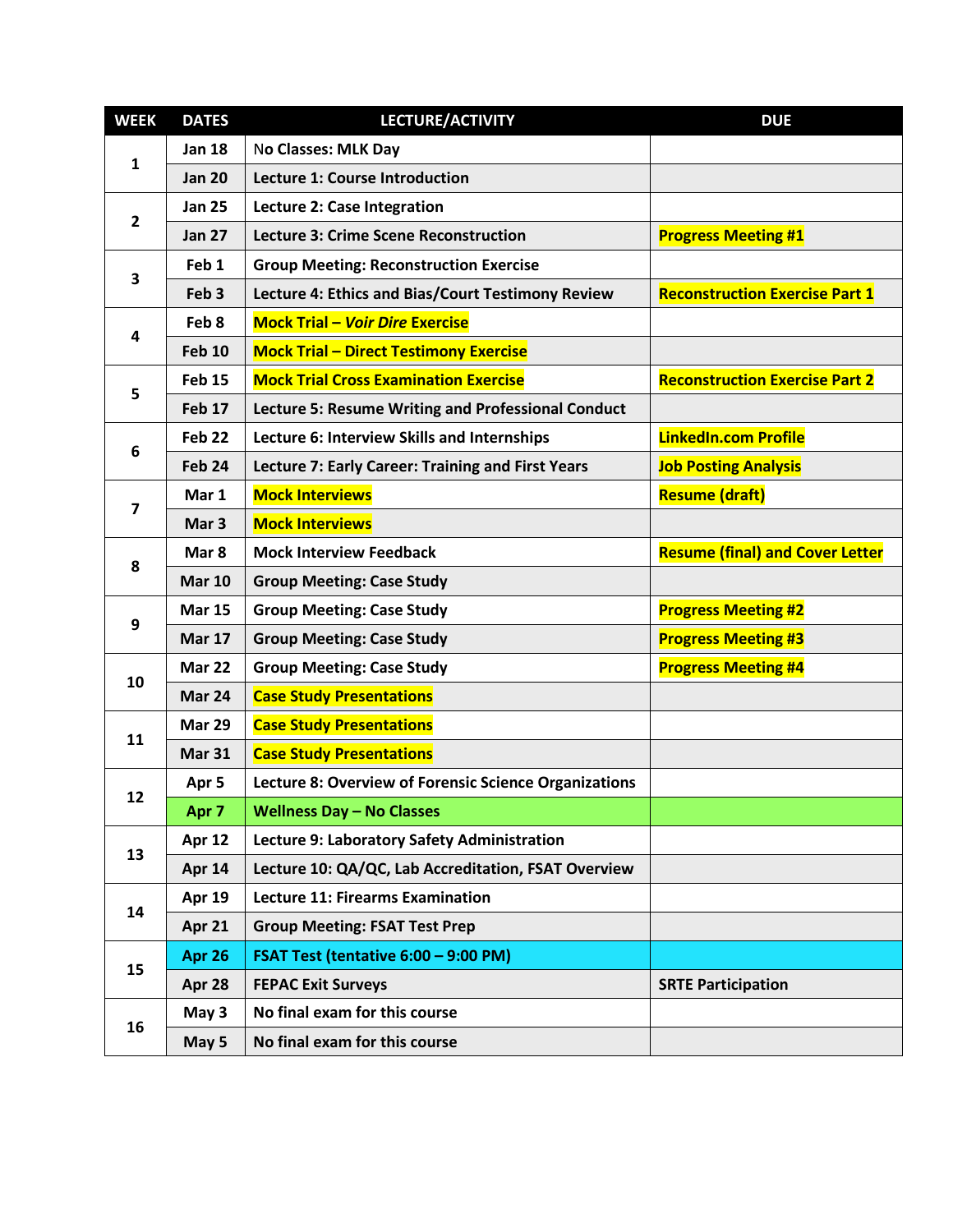| WEEK | DATES | LECTURE/ACTIVITY | DUE |
|---|---|---|---|
| 1 | Jan 18 | No Classes: MLK Day | |
| | Jan 20 | Lecture 1: Course Introduction | |
| 2 | Jan 25 | Lecture 2: Case Integration | |
| | Jan 27 | Lecture 3: Crime Scene Reconstruction | Progress Meeting #1 |
| 3 | Feb 1 | Group Meeting: Reconstruction Exercise | |
| | Feb 3 | Lecture 4: Ethics and Bias/Court Testimony Review | Reconstruction Exercise Part 1 |
| 4 | Feb 8 | Mock Trial – *Voir Dire* Exercise | |
| | Feb 10 | Mock Trial – Direct Testimony Exercise | |
| 5 | Feb 15 | Mock Trial Cross Examination Exercise | Reconstruction Exercise Part 2 |
| | Feb 17 | Lecture 5: Resume Writing and Professional Conduct | |
| 6 | Feb 22 | Lecture 6: Interview Skills and Internships | LinkedIn.com Profile |
| | Feb 24 | Lecture 7: Early Career: Training and First Years | Job Posting Analysis |
| 7 | Mar 1 | Mock Interviews | Resume (draft) |
| | Mar 3 | Mock Interviews | |
| 8 | Mar 8 | Mock Interview Feedback | Resume (final) and Cover Letter |
| | Mar 10 | Group Meeting: Case Study | |
| 9 | Mar 15 | Group Meeting: Case Study | Progress Meeting #2 |
| | Mar 17 | Group Meeting: Case Study | Progress Meeting #3 |
| 10 | Mar 22 | Group Meeting: Case Study | Progress Meeting #4 |
| | Mar 24 | Case Study Presentations | |
| 11 | Mar 29 | Case Study Presentations | |
| | Mar 31 | Case Study Presentations | |
| 12 | Apr 5 | Lecture 8: Overview of Forensic Science Organizations | |
| | Apr 7 | Wellness Day – No Classes | |
| 13 | Apr 12 | Lecture 9: Laboratory Safety Administration | |
| | Apr 14 | Lecture 10: QA/QC, Lab Accreditation, FSAT Overview | |
| 14 | Apr 19 | Lecture 11: Firearms Examination | |
| | Apr 21 | Group Meeting: FSAT Test Prep | |
| 15 | Apr 26 | FSAT Test (tentative 6:00 – 9:00 PM) | |
| | Apr 28 | FEPAC Exit Surveys | SRTE Participation |
| 16 | May 3 | No final exam for this course | |
| | May 5 | No final exam for this course | |